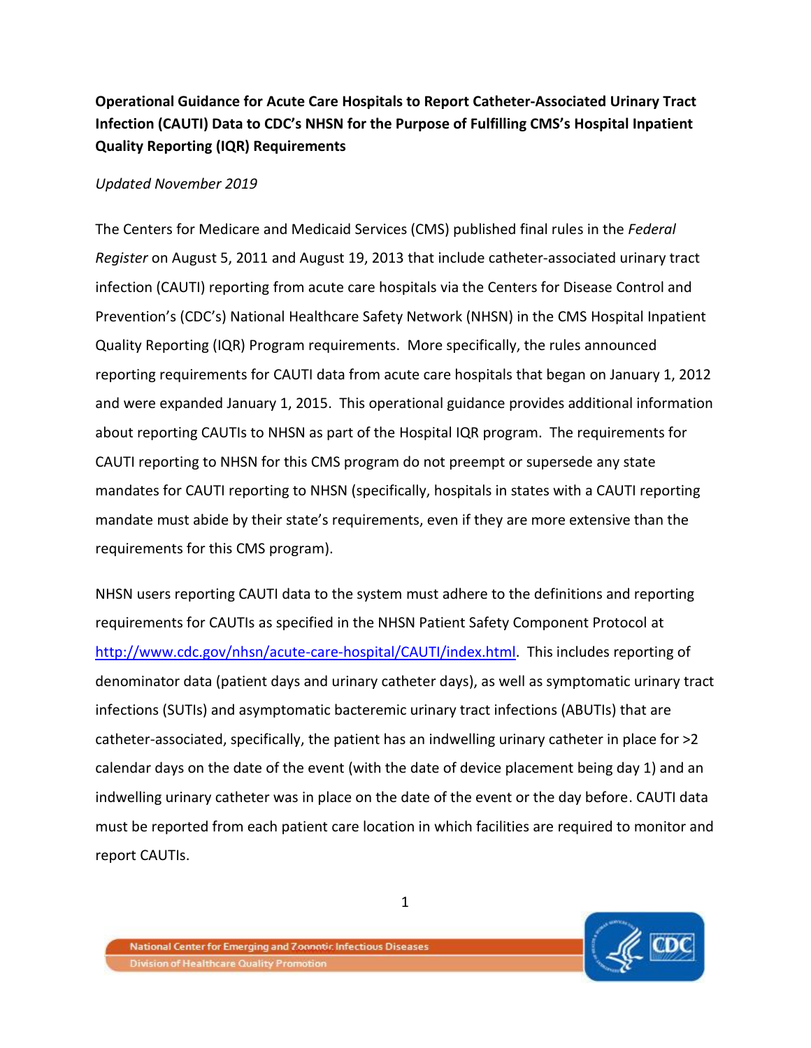**Operational Guidance for Acute Care Hospitals to Report Catheter-Associated Urinary Tract Infection (CAUTI) Data to CDC's NHSN for the Purpose of Fulfilling CMS's Hospital Inpatient Quality Reporting (IQR) Requirements**

*Updated November 2019*

The Centers for Medicare and Medicaid Services (CMS) published final rules in the *Federal Register* on August 5, 2011 and August 19, 2013 that include catheter-associated urinary tract infection (CAUTI) reporting from acute care hospitals via the Centers for Disease Control and Prevention's (CDC's) National Healthcare Safety Network (NHSN) in the CMS Hospital Inpatient Quality Reporting (IQR) Program requirements. More specifically, the rules announced reporting requirements for CAUTI data from acute care hospitals that began on January 1, 2012 and were expanded January 1, 2015. This operational guidance provides additional information about reporting CAUTIs to NHSN as part of the Hospital IQR program. The requirements for CAUTI reporting to NHSN for this CMS program do not preempt or supersede any state mandates for CAUTI reporting to NHSN (specifically, hospitals in states with a CAUTI reporting mandate must abide by their state's requirements, even if they are more extensive than the requirements for this CMS program).

NHSN users reporting CAUTI data to the system must adhere to the definitions and reporting requirements for CAUTIs as specified in the NHSN Patient Safety Component Protocol at [http://www.cdc.gov/nhsn/acute-care-hospital/CAUTI/index.html](http://www.cdc.gov/nhsn/acute-care-hospital/CAUTI/index.html). This includes reporting of denominator data (patient days and urinary catheter days), as well as symptomatic urinary tract infections (SUTIs) and asymptomatic bacteremic urinary tract infections (ABUTIs) that are catheter-associated, specifically, the patient has an indwelling urinary catheter in place for >2 calendar days on the date of the event (with the date of device placement being day 1) and an indwelling urinary catheter was in place on the date of the event or the day before. CAUTI data must be reported from each patient care location in which facilities are required to monitor and report CAUTIs.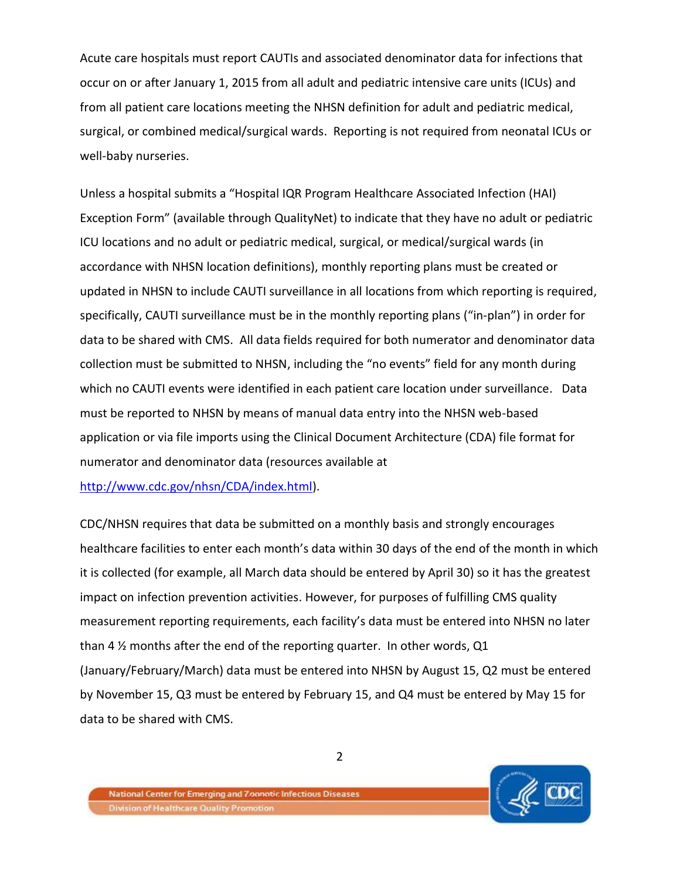Acute care hospitals must report CAUTIs and associated denominator data for infections that occur on or after January 1, 2015 from all adult and pediatric intensive care units (ICUs) and from all patient care locations meeting the NHSN definition for adult and pediatric medical, surgical, or combined medical/surgical wards. Reporting is not required from neonatal ICUs or well-baby nurseries.

Unless a hospital submits a "Hospital IQR Program Healthcare Associated Infection (HAI) Exception Form" (available through QualityNet) to indicate that they have no adult or pediatric ICU locations and no adult or pediatric medical, surgical, or medical/surgical wards (in accordance with NHSN location definitions), monthly reporting plans must be created or updated in NHSN to include CAUTI surveillance in all locations from which reporting is required, specifically, CAUTI surveillance must be in the monthly reporting plans ("in-plan") in order for data to be shared with CMS. All data fields required for both numerator and denominator data collection must be submitted to NHSN, including the "no events" field for any month during which no CAUTI events were identified in each patient care location under surveillance. Data must be reported to NHSN by means of manual data entry into the NHSN web-based application or via file imports using the Clinical Document Architecture (CDA) file format for numerator and denominator data (resources available at [http://www.cdc.gov/nhsn/CDA/index.html](http://www.cdc.gov/nhsn/CDA/index.html)).

CDC/NHSN requires that data be submitted on a monthly basis and strongly encourages healthcare facilities to enter each month's data within 30 days of the end of the month in which it is collected (for example, all March data should be entered by April 30) so it has the greatest impact on infection prevention activities. However, for purposes of fulfilling CMS quality measurement reporting requirements, each facility's data must be entered into NHSN no later than 4 ½ months after the end of the reporting quarter. In other words, Q1 (January/February/March) data must be entered into NHSN by August 15, Q2 must be entered by November 15, Q3 must be entered by February 15, and Q4 must be entered by May 15 for data to be shared with CMS.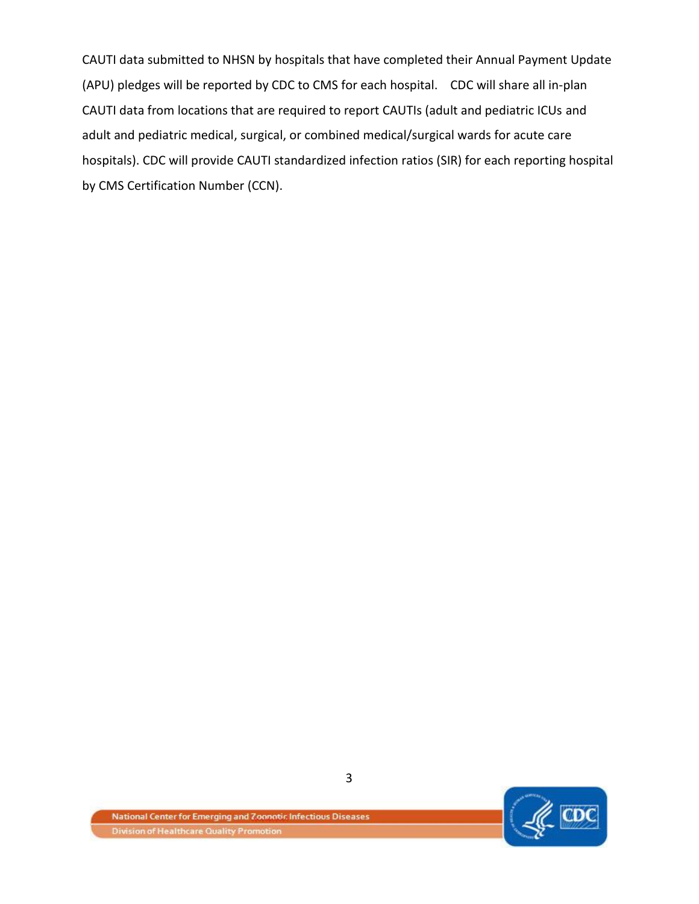CAUTI data submitted to NHSN by hospitals that have completed their Annual Payment Update (APU) pledges will be reported by CDC to CMS for each hospital. CDC will share all in-plan CAUTI data from locations that are required to report CAUTIs (adult and pediatric ICUs and adult and pediatric medical, surgical, or combined medical/surgical wards for acute care hospitals). CDC will provide CAUTI standardized infection ratios (SIR) for each reporting hospital by CMS Certification Number (CCN).